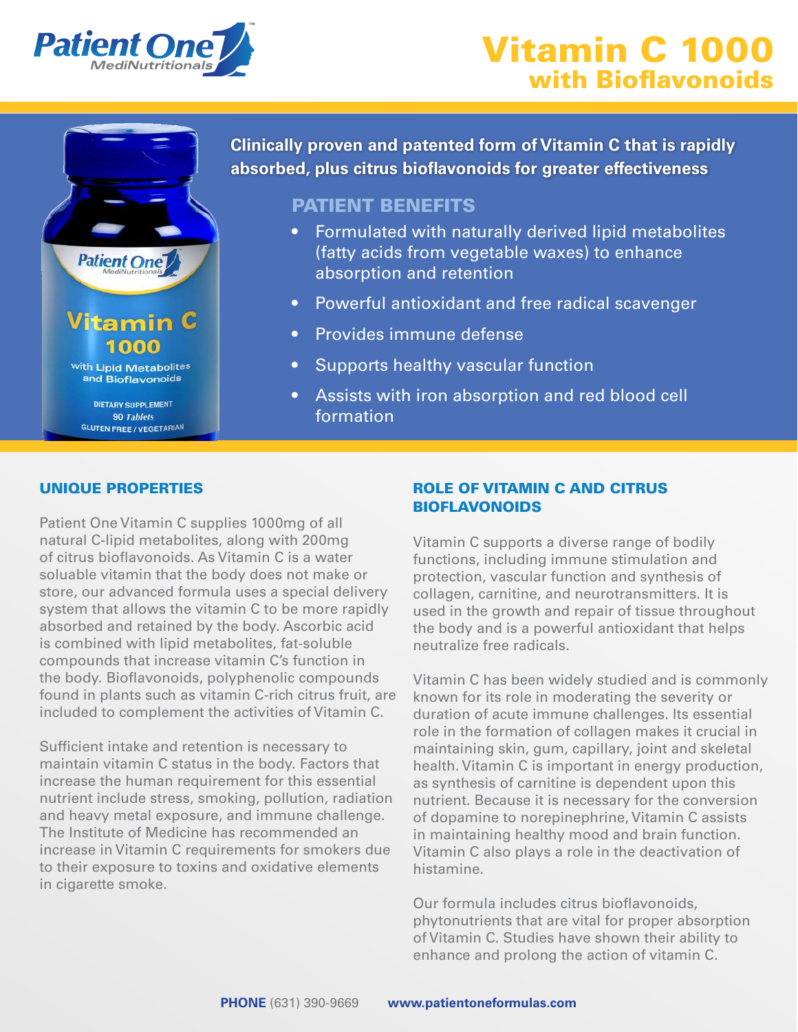Patient One MediNutritionals

# Vitamin C 1000
## with Bioflavonoids

**Clinically proven and patented form of Vitamin C that is rapidly absorbed, plus citrus bioflavonoids for greater effectiveness**

### PATIENT BENEFITS

- Formulated with naturally derived lipid metabolites (fatty acids from vegetable waxes) to enhance absorption and retention
- Powerful antioxidant and free radical scavenger
- Provides immune defense
- Supports healthy vascular function
- Assists with iron absorption and red blood cell formation

### UNIQUE PROPERTIES

Patient One Vitamin C supplies 1000mg of all natural C-lipid metabolites, along with 200mg of citrus bioflavonoids. As Vitamin C is a water soluable vitamin that the body does not make or store, our advanced formula uses a special delivery system that allows the vitamin C to be more rapidly absorbed and retained by the body. Ascorbic acid is combined with lipid metabolites, fat-soluble compounds that increase vitamin C's function in the body. Bioflavonoids, polyphenolic compounds found in plants such as vitamin C-rich citrus fruit, are included to complement the activities of Vitamin C.

Sufficient intake and retention is necessary to maintain vitamin C status in the body. Factors that increase the human requirement for this essential nutrient include stress, smoking, pollution, radiation and heavy metal exposure, and immune challenge. The Institute of Medicine has recommended an increase in Vitamin C requirements for smokers due to their exposure to toxins and oxidative elements in cigarette smoke.

### ROLE OF VITAMIN C AND CITRUS BIOFLAVONOIDS

Vitamin C supports a diverse range of bodily functions, including immune stimulation and protection, vascular function and synthesis of collagen, carnitine, and neurotransmitters. It is used in the growth and repair of tissue throughout the body and is a powerful antioxidant that helps neutralize free radicals.

Vitamin C has been widely studied and is commonly known for its role in moderating the severity or duration of acute immune challenges. Its essential role in the formation of collagen makes it crucial in maintaining skin, gum, capillary, joint and skeletal health. Vitamin C is important in energy production, as synthesis of carnitine is dependent upon this nutrient. Because it is necessary for the conversion of dopamine to norepinephrine, Vitamin C assists in maintaining healthy mood and brain function. Vitamin C also plays a role in the deactivation of histamine.

Our formula includes citrus bioflavonoids, phytonutrients that are vital for proper absorption of Vitamin C. Studies have shown their ability to enhance and prolong the action of vitamin C.

**PHONE** (631) 390-9669 **www.patientoneformulas.com**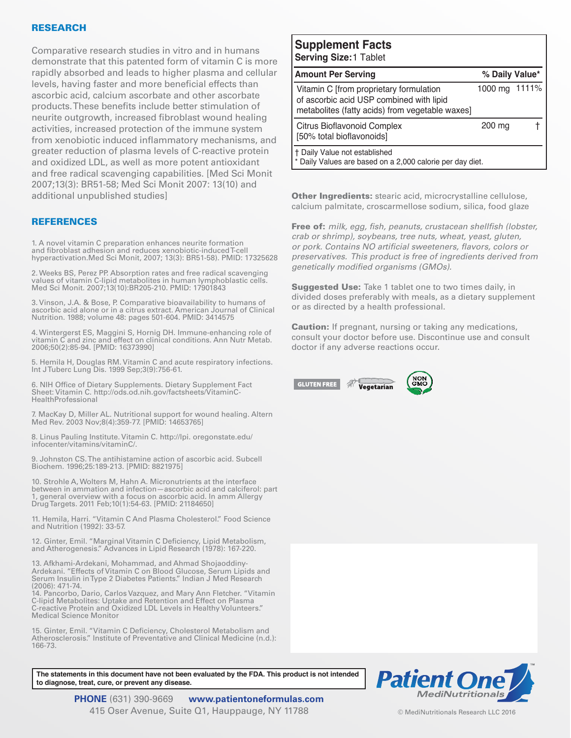## RESEARCH

Comparative research studies in vitro and in humans demonstrate that this patented form of vitamin C is more rapidly absorbed and leads to higher plasma and cellular levels, having faster and more beneficial effects than ascorbic acid, calcium ascorbate and other ascorbate products. These benefits include better stimulation of neurite outgrowth, increased fibroblast wound healing activities, increased protection of the immune system from xenobiotic induced inflammatory mechanisms, and greater reduction of plasma levels of C-reactive protein and oxidized LDL, as well as more potent antioxidant and free radical scavenging capabilities. [Med Sci Monit 2007;13(3): BR51-58; Med Sci Monit 2007: 13(10) and additional unpublished studies]

## REFERENCES

1. A novel vitamin C preparation enhances neurite formation and fibroblast adhesion and reduces xenobiotic-induced T-cell hyperactivation. Med Sci Monit, 2007; 13(3): BR51-58). PMID: 17325628

2. Weeks BS, Perez PP. Absorption rates and free radical scavenging values of vitamin C-lipid metabolites in human lymphoblastic cells. Med Sci Monit. 2007;13(10):BR205-210. PMID: 17901843

3. Vinson, J.A. & Bose, P. Comparative bioavailability to humans of ascorbic acid alone or in a citrus extract. American Journal of Clinical Nutrition. 1988; volume 48: pages 501-604. PMID: 3414575

4. Wintergerst ES, Maggini S, Hornig DH. Immune-enhancing role of vitamin C and zinc and effect on clinical conditions. Ann Nutr Metab. 2006;50(2):85-94. [PMID: 16373990]

5. Hemila H, Douglas RM. Vitamin C and acute respiratory infections. Int J Tuberc Lung Dis. 1999 Sep;3(9):756-61.

6. NIH Office of Dietary Supplements. Dietary Supplement Fact Sheet: Vitamin C. http://ods.od.nih.gov/factsheets/VitaminC-HealthProfessional

7. MacKay D, Miller AL. Nutritional support for wound healing. Altern Med Rev. 2003 Nov;8(4):359-77. [PMID: 14653765]

8. Linus Pauling Institute. Vitamin C. http://lpi. oregonstate.edu/infocenter/vitamins/vitaminC/.

9. Johnston CS. The antihistamine action of ascorbic acid. Subcell Biochem. 1996;25:189-213. [PMID: 8821975]

10. Strohle A, Wolters M, Hahn A. Micronutrients at the interface between in ammation and infection—ascorbic acid and calciferol: part 1, general overview with a focus on ascorbic acid. In amm Allergy Drug Targets. 2011 Feb;10(1):54-63. [PMID: 21184650]

11. Hemila, Harri. "Vitamin C And Plasma Cholesterol." Food Science and Nutrition (1992): 33-57.

12. Ginter, Emil. "Marginal Vitamin C Deficiency, Lipid Metabolism, and Atherogenesis." Advances in Lipid Research (1978): 167-220.

13. Afkhami-Ardekani, Mohammad, and Ahmad Shojaoddiny-Ardekani. "Effects of Vitamin C on Blood Glucose, Serum Lipids and Serum Insulin in Type 2 Diabetes Patients." Indian J Med Research (2006): 471-74.

14. Pancorbo, Dario, Carlos Vazquez, and Mary Ann Fletcher. "Vitamin C-lipid Metabolites: Uptake and Retention and Effect on Plasma C-reactive Protein and Oxidized LDL Levels in Healthy Volunteers." Medical Science Monitor

15. Ginter, Emil. "Vitamin C Deficiency, Cholesterol Metabolism and Atherosclerosis." Institute of Preventative and Clinical Medicine (n.d.): 166-73.

## Supplement Facts

**Serving Size:** 1 Tablet

| Amount Per Serving | | % Daily Value* |
|---|---|---|
| Vitamin C [from proprietary formulation of ascorbic acid USP combined with lipid metabolites (fatty acids) from vegetable waxes] | 1000 mg | 1111% |
| Citrus Bioflavonoid Complex [50% total bioflavonoids] | 200 mg | † |

† Daily Value not established
\* Daily Values are based on a 2,000 calorie per day diet.

**Other Ingredients:** stearic acid, microcrystalline cellulose, calcium palmitate, croscarmellose sodium, silica, food glaze

**Free of:** *milk, egg, fish, peanuts, crustacean shellfish (lobster, crab or shrimp), soybeans, tree nuts, wheat, yeast, gluten, or pork. Contains NO artificial sweeteners, flavors, colors or preservatives. This product is free of ingredients derived from genetically modified organisms (GMOs).*

**Suggested Use:** Take 1 tablet one to two times daily, in divided doses preferably with meals, as a dietary supplement or as directed by a health professional.

**Caution:** If pregnant, nursing or taking any medications, consult your doctor before use. Discontinue use and consult doctor if any adverse reactions occur.

GLUTEN FREE · Vegetarian · NON GMO

**The statements in this document have not been evaluated by the FDA. This product is not intended to diagnose, treat, cure, or prevent any disease.**

Patient One™ MediNutritionals

**PHONE** (631) 390-9669 **www.patientoneformulas.com**
415 Oser Avenue, Suite Q1, Hauppauge, NY 11788

© MediNutritionals Research LLC 2016